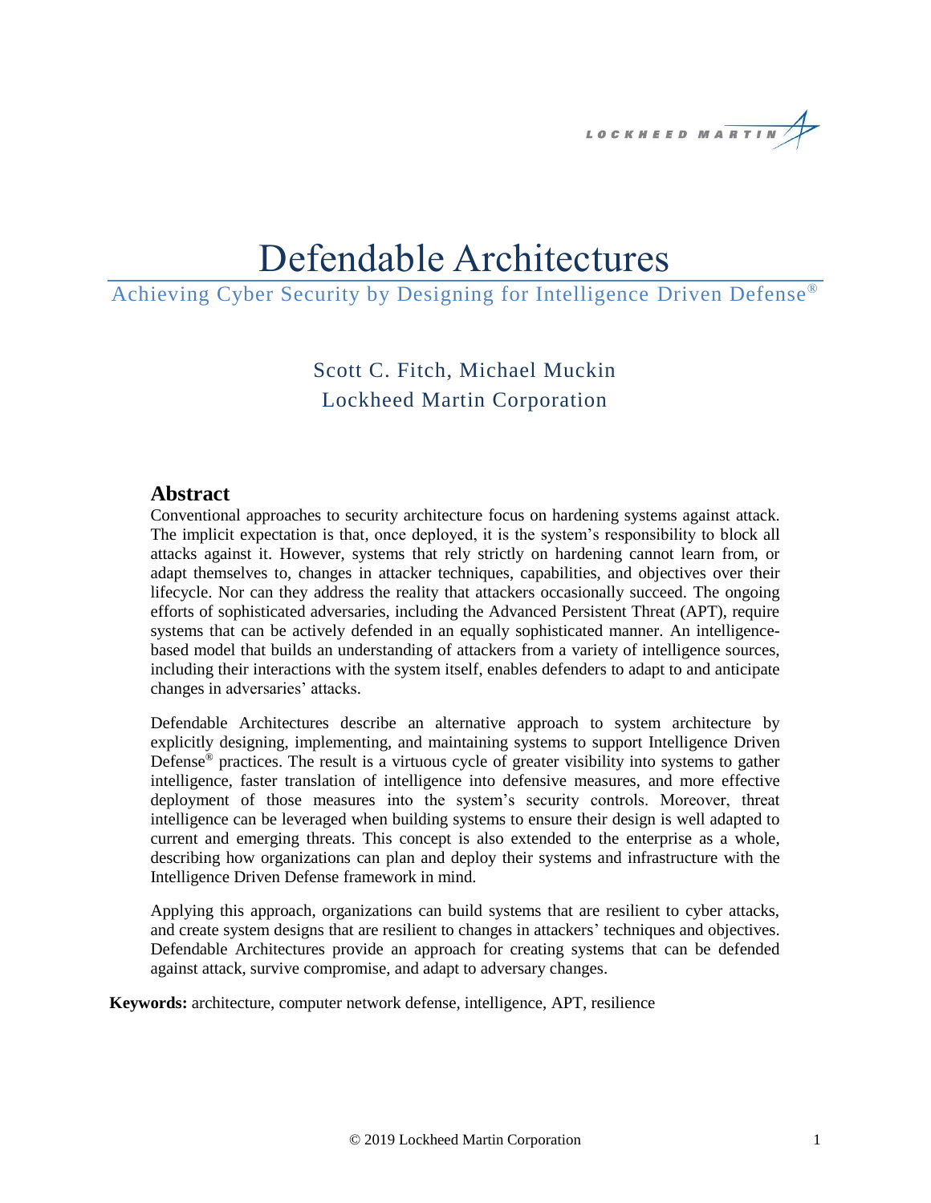# Defendable Architectures

## Achieving Cyber Security by Designing for Intelligence Driven Defense®

Scott C. Fitch, Michael Muckin
Lockheed Martin Corporation

## Abstract

Conventional approaches to security architecture focus on hardening systems against attack. The implicit expectation is that, once deployed, it is the system's responsibility to block all attacks against it. However, systems that rely strictly on hardening cannot learn from, or adapt themselves to, changes in attacker techniques, capabilities, and objectives over their lifecycle. Nor can they address the reality that attackers occasionally succeed. The ongoing efforts of sophisticated adversaries, including the Advanced Persistent Threat (APT), require systems that can be actively defended in an equally sophisticated manner. An intelligence-based model that builds an understanding of attackers from a variety of intelligence sources, including their interactions with the system itself, enables defenders to adapt to and anticipate changes in adversaries' attacks.

Defendable Architectures describe an alternative approach to system architecture by explicitly designing, implementing, and maintaining systems to support Intelligence Driven Defense® practices. The result is a virtuous cycle of greater visibility into systems to gather intelligence, faster translation of intelligence into defensive measures, and more effective deployment of those measures into the system's security controls. Moreover, threat intelligence can be leveraged when building systems to ensure their design is well adapted to current and emerging threats. This concept is also extended to the enterprise as a whole, describing how organizations can plan and deploy their systems and infrastructure with the Intelligence Driven Defense framework in mind.

Applying this approach, organizations can build systems that are resilient to cyber attacks, and create system designs that are resilient to changes in attackers' techniques and objectives. Defendable Architectures provide an approach for creating systems that can be defended against attack, survive compromise, and adapt to adversary changes.

**Keywords:** architecture, computer network defense, intelligence, APT, resilience

© 2019 Lockheed Martin Corporation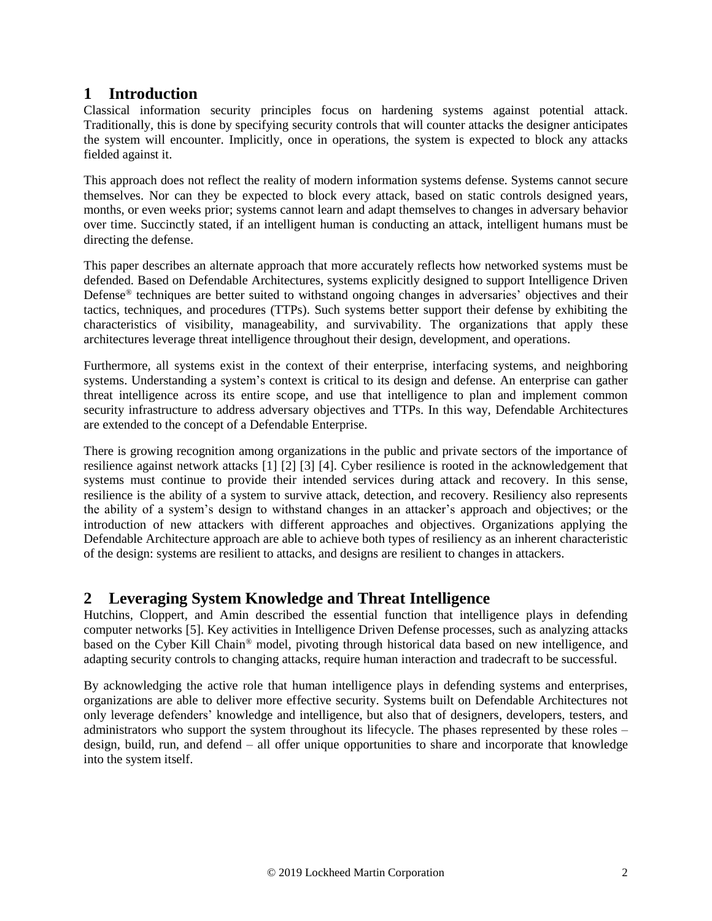# 1 Introduction

Classical information security principles focus on hardening systems against potential attack. Traditionally, this is done by specifying security controls that will counter attacks the designer anticipates the system will encounter. Implicitly, once in operations, the system is expected to block any attacks fielded against it.

This approach does not reflect the reality of modern information systems defense. Systems cannot secure themselves. Nor can they be expected to block every attack, based on static controls designed years, months, or even weeks prior; systems cannot learn and adapt themselves to changes in adversary behavior over time. Succinctly stated, if an intelligent human is conducting an attack, intelligent humans must be directing the defense.

This paper describes an alternate approach that more accurately reflects how networked systems must be defended. Based on Defendable Architectures, systems explicitly designed to support Intelligence Driven Defense® techniques are better suited to withstand ongoing changes in adversaries' objectives and their tactics, techniques, and procedures (TTPs). Such systems better support their defense by exhibiting the characteristics of visibility, manageability, and survivability. The organizations that apply these architectures leverage threat intelligence throughout their design, development, and operations.

Furthermore, all systems exist in the context of their enterprise, interfacing systems, and neighboring systems. Understanding a system's context is critical to its design and defense. An enterprise can gather threat intelligence across its entire scope, and use that intelligence to plan and implement common security infrastructure to address adversary objectives and TTPs. In this way, Defendable Architectures are extended to the concept of a Defendable Enterprise.

There is growing recognition among organizations in the public and private sectors of the importance of resilience against network attacks [1] [2] [3] [4]. Cyber resilience is rooted in the acknowledgement that systems must continue to provide their intended services during attack and recovery. In this sense, resilience is the ability of a system to survive attack, detection, and recovery. Resiliency also represents the ability of a system's design to withstand changes in an attacker's approach and objectives; or the introduction of new attackers with different approaches and objectives. Organizations applying the Defendable Architecture approach are able to achieve both types of resiliency as an inherent characteristic of the design: systems are resilient to attacks, and designs are resilient to changes in attackers.

# 2 Leveraging System Knowledge and Threat Intelligence

Hutchins, Cloppert, and Amin described the essential function that intelligence plays in defending computer networks [5]. Key activities in Intelligence Driven Defense processes, such as analyzing attacks based on the Cyber Kill Chain® model, pivoting through historical data based on new intelligence, and adapting security controls to changing attacks, require human interaction and tradecraft to be successful.

By acknowledging the active role that human intelligence plays in defending systems and enterprises, organizations are able to deliver more effective security. Systems built on Defendable Architectures not only leverage defenders' knowledge and intelligence, but also that of designers, developers, testers, and administrators who support the system throughout its lifecycle. The phases represented by these roles – design, build, run, and defend – all offer unique opportunities to share and incorporate that knowledge into the system itself.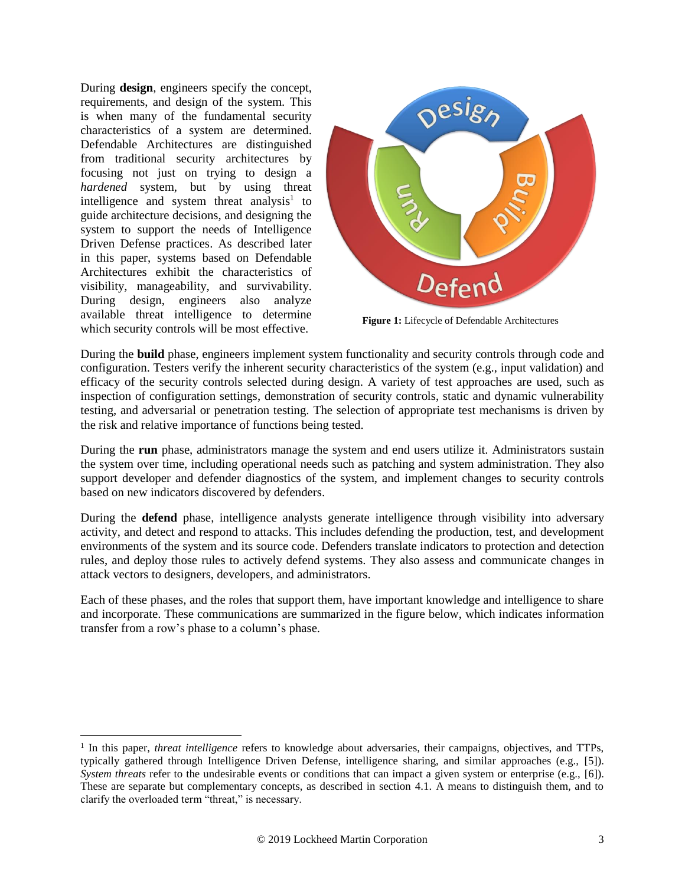During **design**, engineers specify the concept, requirements, and design of the system. This is when many of the fundamental security characteristics of a system are determined. Defendable Architectures are distinguished from traditional security architectures by focusing not just on trying to design a *hardened* system, but by using threat intelligence and system threat analysis[1] to guide architecture decisions, and designing the system to support the needs of Intelligence Driven Defense practices. As described later in this paper, systems based on Defendable Architectures exhibit the characteristics of visibility, manageability, and survivability. During design, engineers also analyze available threat intelligence to determine which security controls will be most effective.

**Figure 1:** Lifecycle of Defendable Architectures

During the **build** phase, engineers implement system functionality and security controls through code and configuration. Testers verify the inherent security characteristics of the system (e.g., input validation) and efficacy of the security controls selected during design. A variety of test approaches are used, such as inspection of configuration settings, demonstration of security controls, static and dynamic vulnerability testing, and adversarial or penetration testing. The selection of appropriate test mechanisms is driven by the risk and relative importance of functions being tested.

During the **run** phase, administrators manage the system and end users utilize it. Administrators sustain the system over time, including operational needs such as patching and system administration. They also support developer and defender diagnostics of the system, and implement changes to security controls based on new indicators discovered by defenders.

During the **defend** phase, intelligence analysts generate intelligence through visibility into adversary activity, and detect and respond to attacks. This includes defending the production, test, and development environments of the system and its source code. Defenders translate indicators to protection and detection rules, and deploy those rules to actively defend systems. They also assess and communicate changes in attack vectors to designers, developers, and administrators.

Each of these phases, and the roles that support them, have important knowledge and intelligence to share and incorporate. These communications are summarized in the figure below, which indicates information transfer from a row's phase to a column's phase.

---

[1] In this paper, *threat intelligence* refers to knowledge about adversaries, their campaigns, objectives, and TTPs, typically gathered through Intelligence Driven Defense, intelligence sharing, and similar approaches (e.g., [5]). *System threats* refer to the undesirable events or conditions that can impact a given system or enterprise (e.g., [6]). These are separate but complementary concepts, as described in section 4.1. A means to distinguish them, and to clarify the overloaded term "threat," is necessary.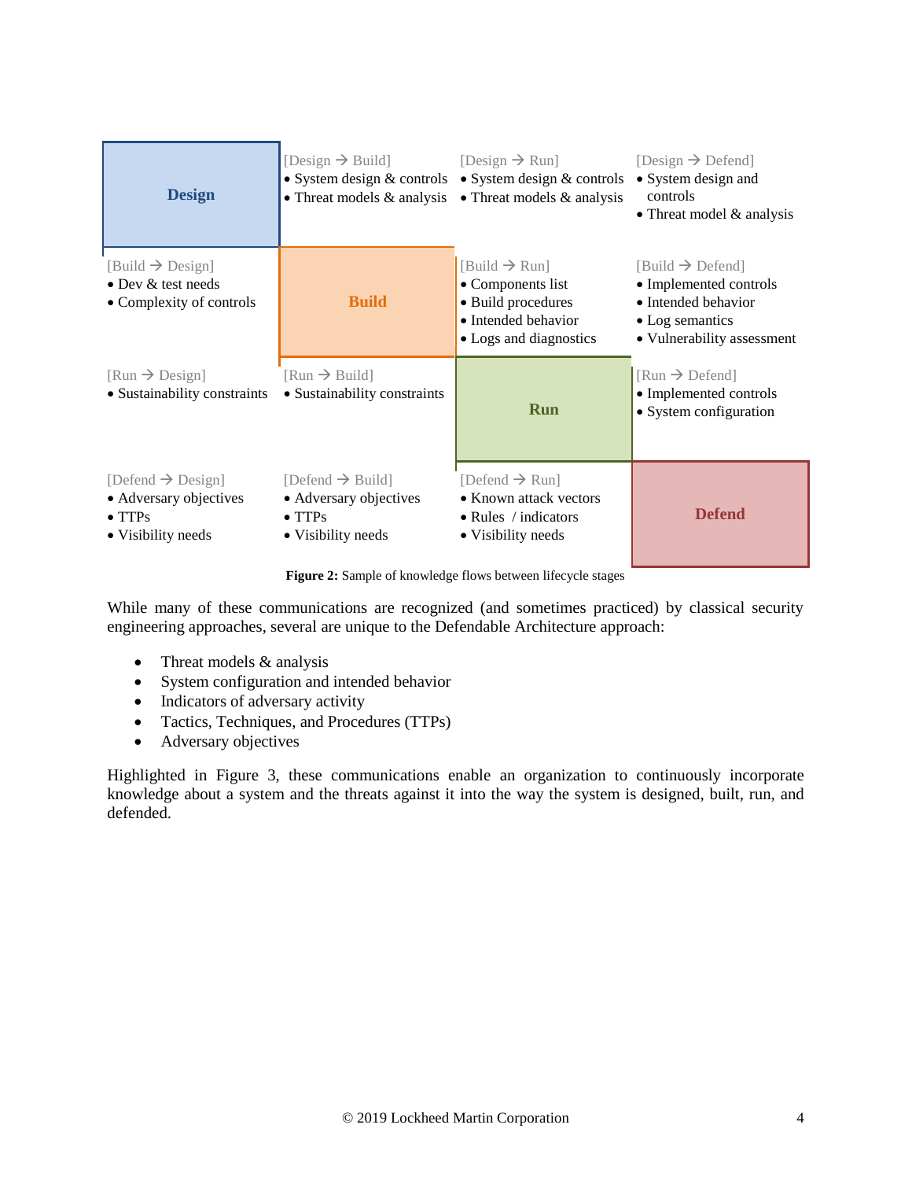| Design | [Design → Build]<br>• System design & controls<br>• Threat models & analysis | [Design → Run]<br>• System design & controls<br>• Threat models & analysis | [Design → Defend]<br>• System design and controls<br>• Threat model & analysis |
|---|---|---|---|
| [Build → Design]<br>• Dev & test needs<br>• Complexity of controls | **Build** | [Build → Run]<br>• Components list<br>• Build procedures<br>• Intended behavior<br>• Logs and diagnostics | [Build → Defend]<br>• Implemented controls<br>• Intended behavior<br>• Log semantics<br>• Vulnerability assessment |
| [Run → Design]<br>• Sustainability constraints | [Run → Build]<br>• Sustainability constraints | **Run** | [Run → Defend]<br>• Implemented controls<br>• System configuration |
| [Defend → Design]<br>• Adversary objectives<br>• TTPs<br>• Visibility needs | [Defend → Build]<br>• Adversary objectives<br>• TTPs<br>• Visibility needs | [Defend → Run]<br>• Known attack vectors<br>• Rules / indicators<br>• Visibility needs | **Defend** |

**Figure 2:** Sample of knowledge flows between lifecycle stages

While many of these communications are recognized (and sometimes practiced) by classical security engineering approaches, several are unique to the Defendable Architecture approach:

- Threat models & analysis
- System configuration and intended behavior
- Indicators of adversary activity
- Tactics, Techniques, and Procedures (TTPs)
- Adversary objectives

Highlighted in Figure 3, these communications enable an organization to continuously incorporate knowledge about a system and the threats against it into the way the system is designed, built, run, and defended.

© 2019 Lockheed Martin Corporation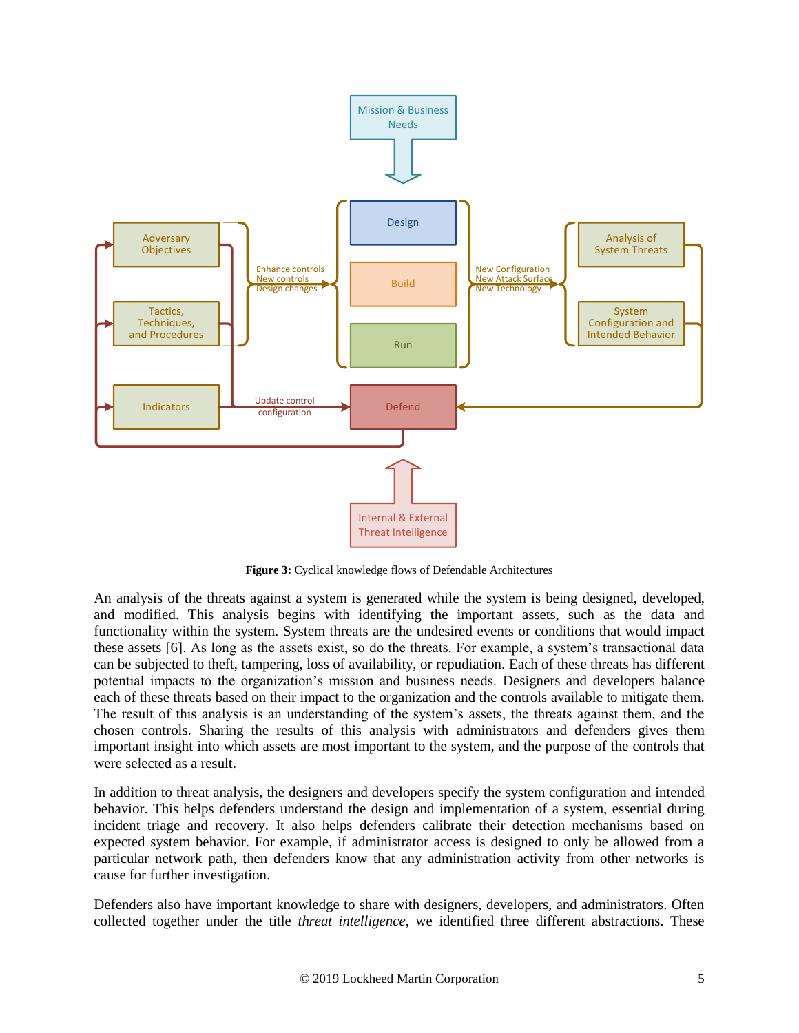**Figure 3:** Cyclical knowledge flows of Defendable Architectures

An analysis of the threats against a system is generated while the system is being designed, developed, and modified. This analysis begins with identifying the important assets, such as the data and functionality within the system. System threats are the undesired events or conditions that would impact these assets [6]. As long as the assets exist, so do the threats. For example, a system's transactional data can be subjected to theft, tampering, loss of availability, or repudiation. Each of these threats has different potential impacts to the organization's mission and business needs. Designers and developers balance each of these threats based on their impact to the organization and the controls available to mitigate them. The result of this analysis is an understanding of the system's assets, the threats against them, and the chosen controls. Sharing the results of this analysis with administrators and defenders gives them important insight into which assets are most important to the system, and the purpose of the controls that were selected as a result.

In addition to threat analysis, the designers and developers specify the system configuration and intended behavior. This helps defenders understand the design and implementation of a system, essential during incident triage and recovery. It also helps defenders calibrate their detection mechanisms based on expected system behavior. For example, if administrator access is designed to only be allowed from a particular network path, then defenders know that any administration activity from other networks is cause for further investigation.

Defenders also have important knowledge to share with designers, developers, and administrators. Often collected together under the title *threat intelligence*, we identified three different abstractions. These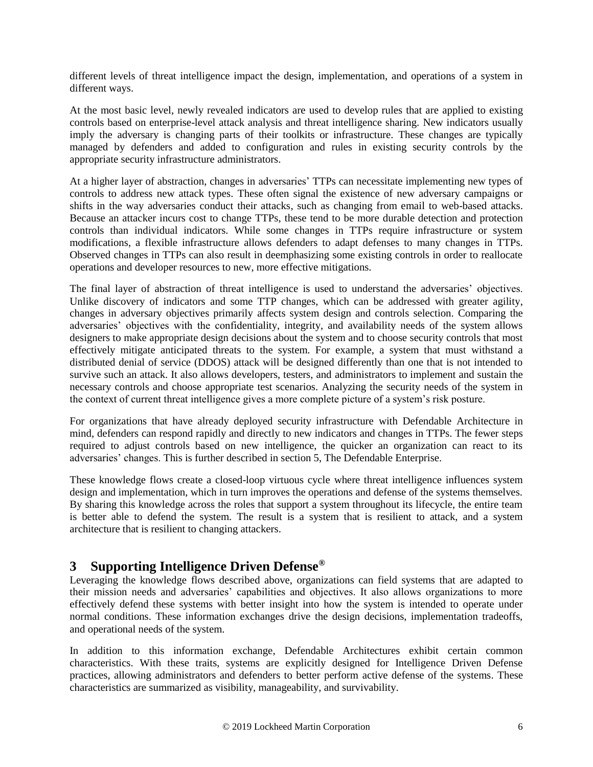different levels of threat intelligence impact the design, implementation, and operations of a system in different ways.

At the most basic level, newly revealed indicators are used to develop rules that are applied to existing controls based on enterprise-level attack analysis and threat intelligence sharing. New indicators usually imply the adversary is changing parts of their toolkits or infrastructure. These changes are typically managed by defenders and added to configuration and rules in existing security controls by the appropriate security infrastructure administrators.

At a higher layer of abstraction, changes in adversaries' TTPs can necessitate implementing new types of controls to address new attack types. These often signal the existence of new adversary campaigns or shifts in the way adversaries conduct their attacks, such as changing from email to web-based attacks. Because an attacker incurs cost to change TTPs, these tend to be more durable detection and protection controls than individual indicators. While some changes in TTPs require infrastructure or system modifications, a flexible infrastructure allows defenders to adapt defenses to many changes in TTPs. Observed changes in TTPs can also result in deemphasizing some existing controls in order to reallocate operations and developer resources to new, more effective mitigations.

The final layer of abstraction of threat intelligence is used to understand the adversaries' objectives. Unlike discovery of indicators and some TTP changes, which can be addressed with greater agility, changes in adversary objectives primarily affects system design and controls selection. Comparing the adversaries' objectives with the confidentiality, integrity, and availability needs of the system allows designers to make appropriate design decisions about the system and to choose security controls that most effectively mitigate anticipated threats to the system. For example, a system that must withstand a distributed denial of service (DDOS) attack will be designed differently than one that is not intended to survive such an attack. It also allows developers, testers, and administrators to implement and sustain the necessary controls and choose appropriate test scenarios. Analyzing the security needs of the system in the context of current threat intelligence gives a more complete picture of a system's risk posture.

For organizations that have already deployed security infrastructure with Defendable Architecture in mind, defenders can respond rapidly and directly to new indicators and changes in TTPs. The fewer steps required to adjust controls based on new intelligence, the quicker an organization can react to its adversaries' changes. This is further described in section 5, The Defendable Enterprise.

These knowledge flows create a closed-loop virtuous cycle where threat intelligence influences system design and implementation, which in turn improves the operations and defense of the systems themselves. By sharing this knowledge across the roles that support a system throughout its lifecycle, the entire team is better able to defend the system. The result is a system that is resilient to attack, and a system architecture that is resilient to changing attackers.

# 3 Supporting Intelligence Driven Defense®

Leveraging the knowledge flows described above, organizations can field systems that are adapted to their mission needs and adversaries' capabilities and objectives. It also allows organizations to more effectively defend these systems with better insight into how the system is intended to operate under normal conditions. These information exchanges drive the design decisions, implementation tradeoffs, and operational needs of the system.

In addition to this information exchange, Defendable Architectures exhibit certain common characteristics. With these traits, systems are explicitly designed for Intelligence Driven Defense practices, allowing administrators and defenders to better perform active defense of the systems. These characteristics are summarized as visibility, manageability, and survivability.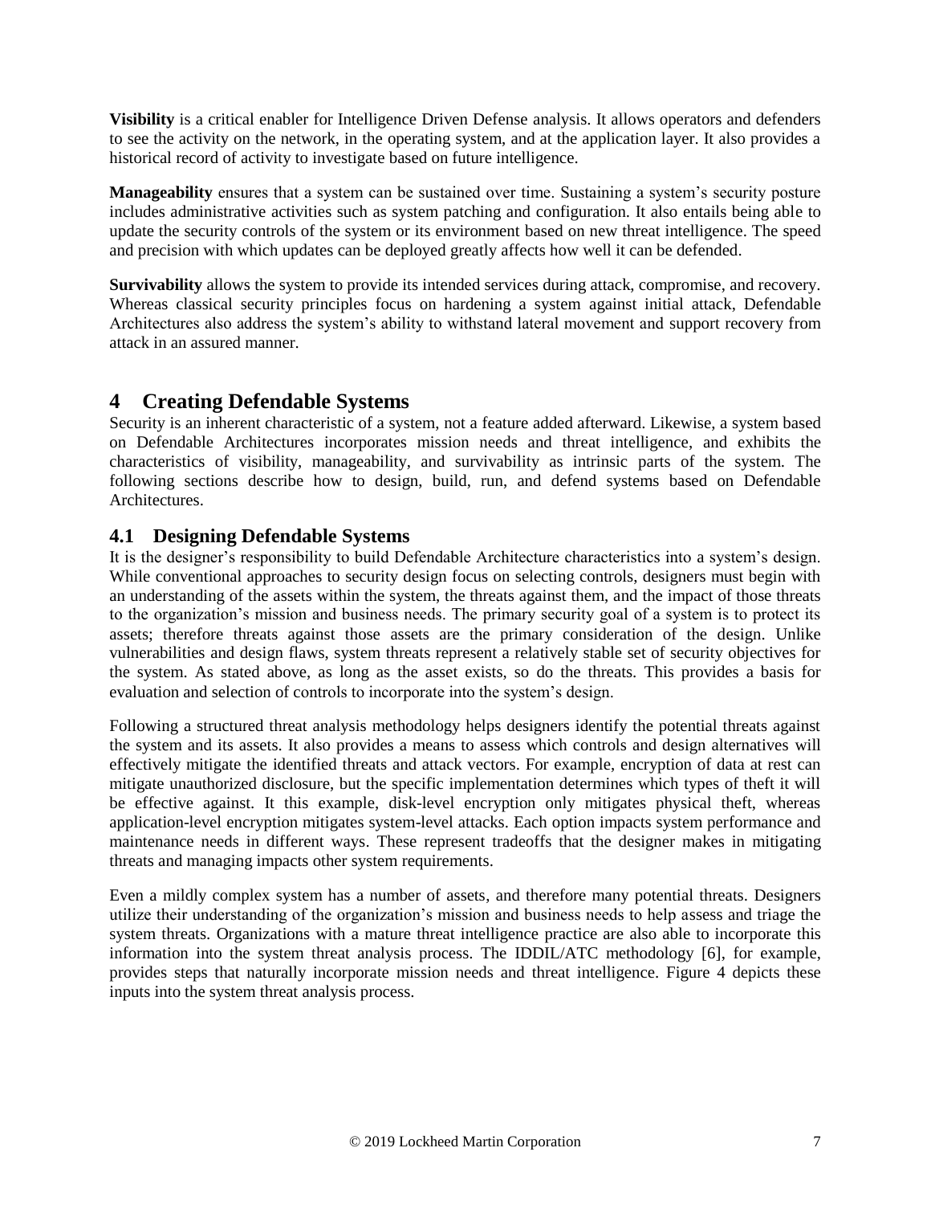**Visibility** is a critical enabler for Intelligence Driven Defense analysis. It allows operators and defenders to see the activity on the network, in the operating system, and at the application layer. It also provides a historical record of activity to investigate based on future intelligence.

**Manageability** ensures that a system can be sustained over time. Sustaining a system's security posture includes administrative activities such as system patching and configuration. It also entails being able to update the security controls of the system or its environment based on new threat intelligence. The speed and precision with which updates can be deployed greatly affects how well it can be defended.

**Survivability** allows the system to provide its intended services during attack, compromise, and recovery. Whereas classical security principles focus on hardening a system against initial attack, Defendable Architectures also address the system's ability to withstand lateral movement and support recovery from attack in an assured manner.

# 4 Creating Defendable Systems

Security is an inherent characteristic of a system, not a feature added afterward. Likewise, a system based on Defendable Architectures incorporates mission needs and threat intelligence, and exhibits the characteristics of visibility, manageability, and survivability as intrinsic parts of the system. The following sections describe how to design, build, run, and defend systems based on Defendable Architectures.

## 4.1 Designing Defendable Systems

It is the designer's responsibility to build Defendable Architecture characteristics into a system's design. While conventional approaches to security design focus on selecting controls, designers must begin with an understanding of the assets within the system, the threats against them, and the impact of those threats to the organization's mission and business needs. The primary security goal of a system is to protect its assets; therefore threats against those assets are the primary consideration of the design. Unlike vulnerabilities and design flaws, system threats represent a relatively stable set of security objectives for the system. As stated above, as long as the asset exists, so do the threats. This provides a basis for evaluation and selection of controls to incorporate into the system's design.

Following a structured threat analysis methodology helps designers identify the potential threats against the system and its assets. It also provides a means to assess which controls and design alternatives will effectively mitigate the identified threats and attack vectors. For example, encryption of data at rest can mitigate unauthorized disclosure, but the specific implementation determines which types of theft it will be effective against. It this example, disk-level encryption only mitigates physical theft, whereas application-level encryption mitigates system-level attacks. Each option impacts system performance and maintenance needs in different ways. These represent tradeoffs that the designer makes in mitigating threats and managing impacts other system requirements.

Even a mildly complex system has a number of assets, and therefore many potential threats. Designers utilize their understanding of the organization's mission and business needs to help assess and triage the system threats. Organizations with a mature threat intelligence practice are also able to incorporate this information into the system threat analysis process. The IDDIL/ATC methodology [6], for example, provides steps that naturally incorporate mission needs and threat intelligence. Figure 4 depicts these inputs into the system threat analysis process.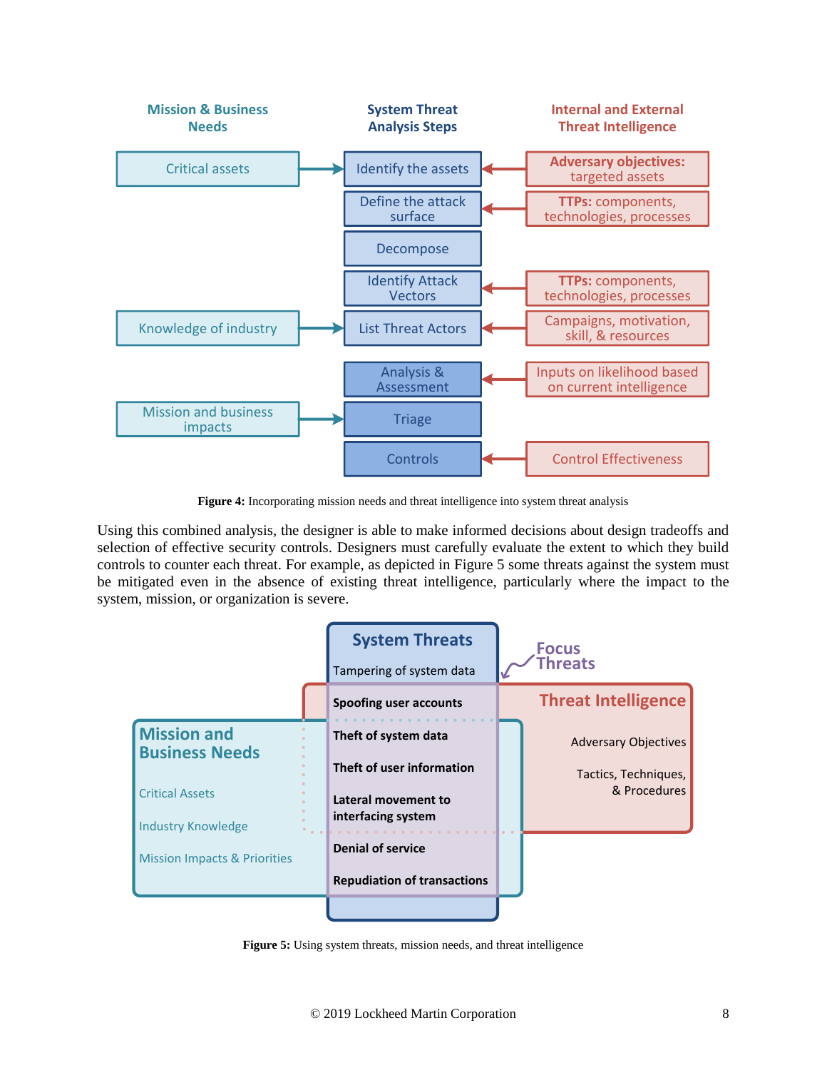Figure 4: Incorporating mission needs and threat intelligence into system threat analysis

Using this combined analysis, the designer is able to make informed decisions about design tradeoffs and selection of effective security controls. Designers must carefully evaluate the extent to which they build controls to counter each threat. For example, as depicted in Figure 5 some threats against the system must be mitigated even in the absence of existing threat intelligence, particularly where the impact to the system, mission, or organization is severe.

Figure 5: Using system threats, mission needs, and threat intelligence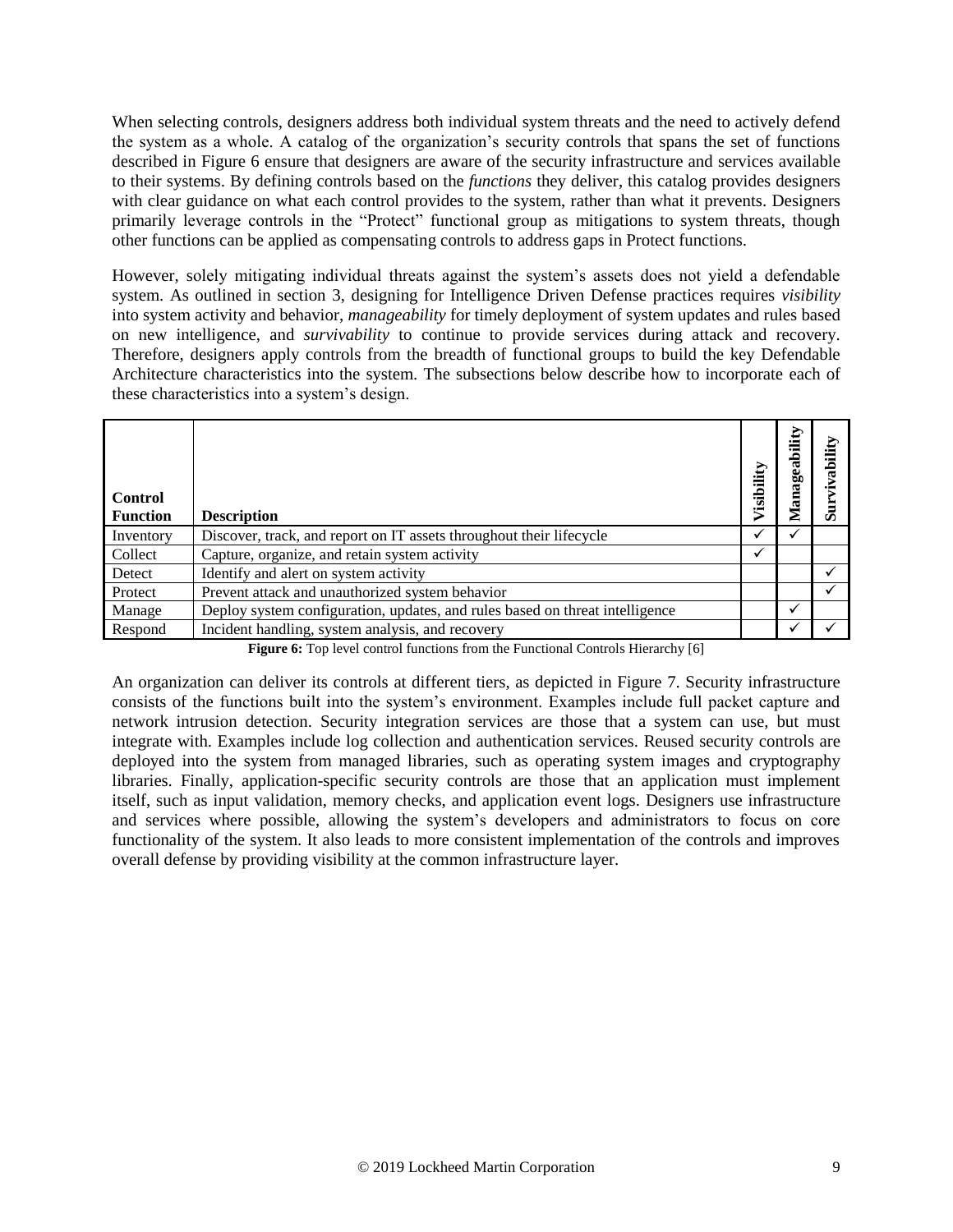When selecting controls, designers address both individual system threats and the need to actively defend the system as a whole. A catalog of the organization's security controls that spans the set of functions described in Figure 6 ensure that designers are aware of the security infrastructure and services available to their systems. By defining controls based on the *functions* they deliver, this catalog provides designers with clear guidance on what each control provides to the system, rather than what it prevents. Designers primarily leverage controls in the "Protect" functional group as mitigations to system threats, though other functions can be applied as compensating controls to address gaps in Protect functions.

However, solely mitigating individual threats against the system's assets does not yield a defendable system. As outlined in section 3, designing for Intelligence Driven Defense practices requires *visibility* into system activity and behavior, *manageability* for timely deployment of system updates and rules based on new intelligence, and *survivability* to continue to provide services during attack and recovery. Therefore, designers apply controls from the breadth of functional groups to build the key Defendable Architecture characteristics into the system. The subsections below describe how to incorporate each of these characteristics into a system's design.

| Control Function | Description | Visibility | Manageability | Survivability |
|---|---|---|---|---|
| Inventory | Discover, track, and report on IT assets throughout their lifecycle | ✓ | ✓ | |
| Collect | Capture, organize, and retain system activity | ✓ | | |
| Detect | Identify and alert on system activity | | | ✓ |
| Protect | Prevent attack and unauthorized system behavior | | | ✓ |
| Manage | Deploy system configuration, updates, and rules based on threat intelligence | | ✓ | |
| Respond | Incident handling, system analysis, and recovery | | ✓ | ✓ |

**Figure 6:** Top level control functions from the Functional Controls Hierarchy [6]

An organization can deliver its controls at different tiers, as depicted in Figure 7. Security infrastructure consists of the functions built into the system's environment. Examples include full packet capture and network intrusion detection. Security integration services are those that a system can use, but must integrate with. Examples include log collection and authentication services. Reused security controls are deployed into the system from managed libraries, such as operating system images and cryptography libraries. Finally, application-specific security controls are those that an application must implement itself, such as input validation, memory checks, and application event logs. Designers use infrastructure and services where possible, allowing the system's developers and administrators to focus on core functionality of the system. It also leads to more consistent implementation of the controls and improves overall defense by providing visibility at the common infrastructure layer.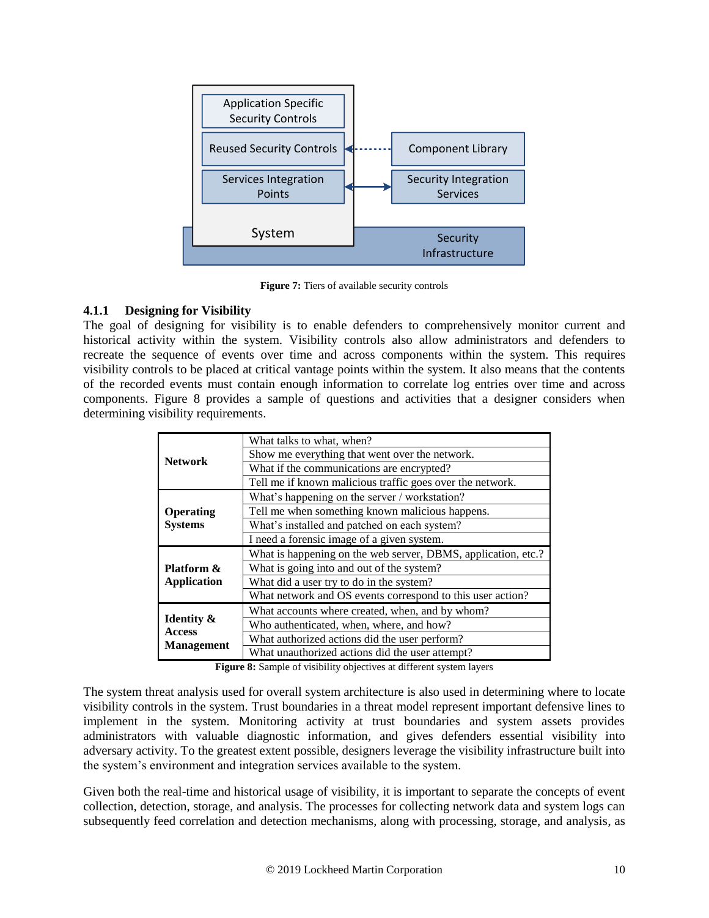**Figure 7:** Tiers of available security controls

### 4.1.1 Designing for Visibility

The goal of designing for visibility is to enable defenders to comprehensively monitor current and historical activity within the system. Visibility controls also allow administrators and defenders to recreate the sequence of events over time and across components within the system. This requires visibility controls to be placed at critical vantage points within the system. It also means that the contents of the recorded events must contain enough information to correlate log entries over time and across components. Figure 8 provides a sample of questions and activities that a designer considers when determining visibility requirements.

| | |
|---|---|
| **Network** | What talks to what, when? |
| | Show me everything that went over the network. |
| | What if the communications are encrypted? |
| | Tell me if known malicious traffic goes over the network. |
| **Operating Systems** | What's happening on the server / workstation? |
| | Tell me when something known malicious happens. |
| | What's installed and patched on each system? |
| | I need a forensic image of a given system. |
| **Platform & Application** | What is happening on the web server, DBMS, application, etc.? |
| | What is going into and out of the system? |
| | What did a user try to do in the system? |
| | What network and OS events correspond to this user action? |
| **Identity & Access Management** | What accounts where created, when, and by whom? |
| | Who authenticated, when, where, and how? |
| | What authorized actions did the user perform? |
| | What unauthorized actions did the user attempt? |

**Figure 8:** Sample of visibility objectives at different system layers

The system threat analysis used for overall system architecture is also used in determining where to locate visibility controls in the system. Trust boundaries in a threat model represent important defensive lines to implement in the system. Monitoring activity at trust boundaries and system assets provides administrators with valuable diagnostic information, and gives defenders essential visibility into adversary activity. To the greatest extent possible, designers leverage the visibility infrastructure built into the system's environment and integration services available to the system.

Given both the real-time and historical usage of visibility, it is important to separate the concepts of event collection, detection, storage, and analysis. The processes for collecting network data and system logs can subsequently feed correlation and detection mechanisms, along with processing, storage, and analysis, as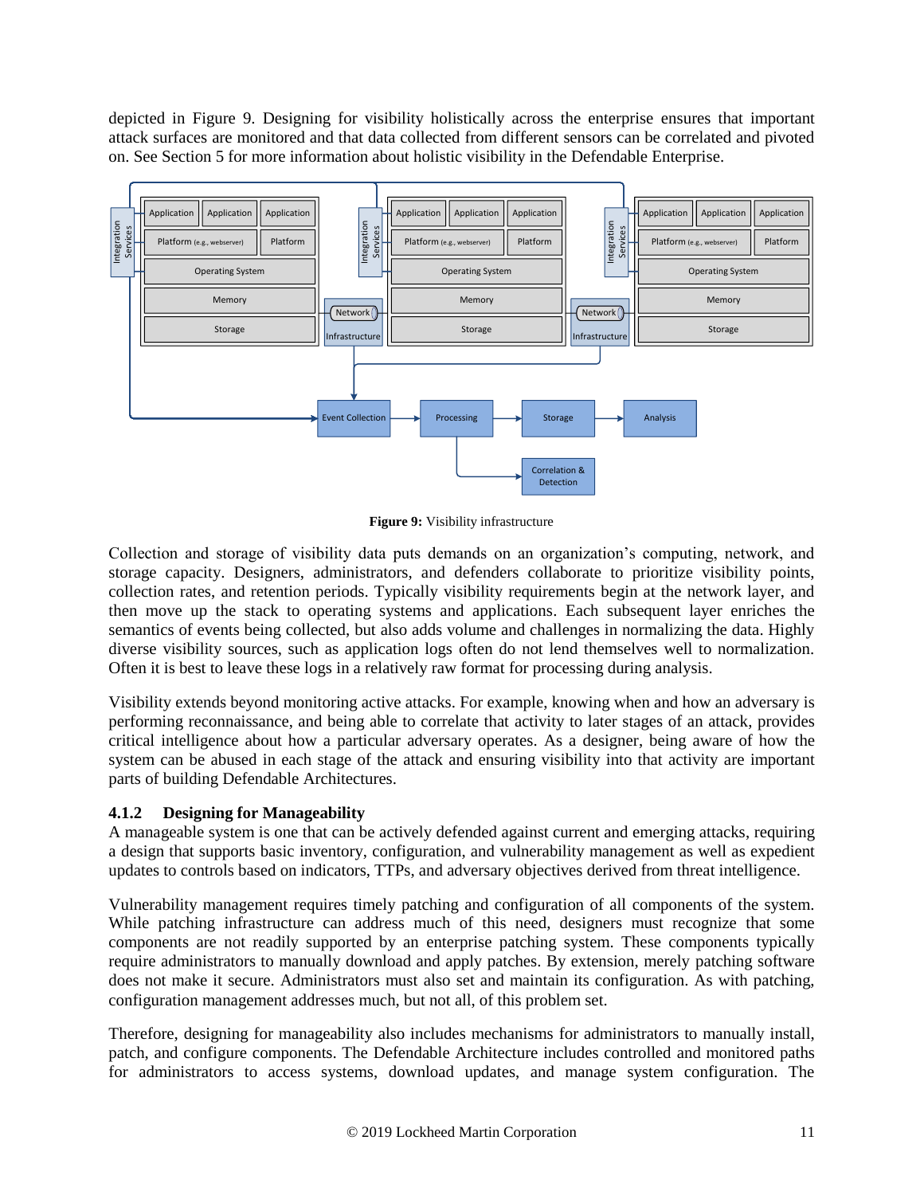depicted in Figure 9. Designing for visibility holistically across the enterprise ensures that important attack surfaces are monitored and that data collected from different sensors can be correlated and pivoted on. See Section 5 for more information about holistic visibility in the Defendable Enterprise.

**Figure 9:** Visibility infrastructure

Collection and storage of visibility data puts demands on an organization's computing, network, and storage capacity. Designers, administrators, and defenders collaborate to prioritize visibility points, collection rates, and retention periods. Typically visibility requirements begin at the network layer, and then move up the stack to operating systems and applications. Each subsequent layer enriches the semantics of events being collected, but also adds volume and challenges in normalizing the data. Highly diverse visibility sources, such as application logs often do not lend themselves well to normalization. Often it is best to leave these logs in a relatively raw format for processing during analysis.

Visibility extends beyond monitoring active attacks. For example, knowing when and how an adversary is performing reconnaissance, and being able to correlate that activity to later stages of an attack, provides critical intelligence about how a particular adversary operates. As a designer, being aware of how the system can be abused in each stage of the attack and ensuring visibility into that activity are important parts of building Defendable Architectures.

### 4.1.2 Designing for Manageability

A manageable system is one that can be actively defended against current and emerging attacks, requiring a design that supports basic inventory, configuration, and vulnerability management as well as expedient updates to controls based on indicators, TTPs, and adversary objectives derived from threat intelligence.

Vulnerability management requires timely patching and configuration of all components of the system. While patching infrastructure can address much of this need, designers must recognize that some components are not readily supported by an enterprise patching system. These components typically require administrators to manually download and apply patches. By extension, merely patching software does not make it secure. Administrators must also set and maintain its configuration. As with patching, configuration management addresses much, but not all, of this problem set.

Therefore, designing for manageability also includes mechanisms for administrators to manually install, patch, and configure components. The Defendable Architecture includes controlled and monitored paths for administrators to access systems, download updates, and manage system configuration. The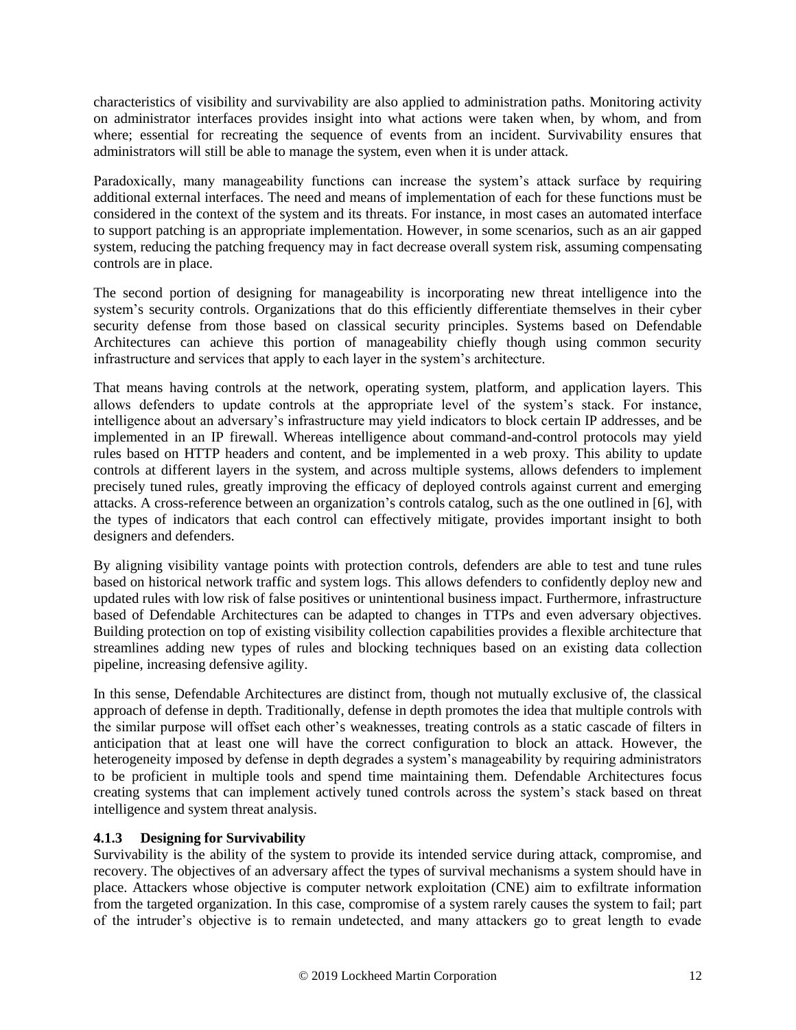characteristics of visibility and survivability are also applied to administration paths. Monitoring activity on administrator interfaces provides insight into what actions were taken when, by whom, and from where; essential for recreating the sequence of events from an incident. Survivability ensures that administrators will still be able to manage the system, even when it is under attack.

Paradoxically, many manageability functions can increase the system's attack surface by requiring additional external interfaces. The need and means of implementation of each for these functions must be considered in the context of the system and its threats. For instance, in most cases an automated interface to support patching is an appropriate implementation. However, in some scenarios, such as an air gapped system, reducing the patching frequency may in fact decrease overall system risk, assuming compensating controls are in place.

The second portion of designing for manageability is incorporating new threat intelligence into the system's security controls. Organizations that do this efficiently differentiate themselves in their cyber security defense from those based on classical security principles. Systems based on Defendable Architectures can achieve this portion of manageability chiefly though using common security infrastructure and services that apply to each layer in the system's architecture.

That means having controls at the network, operating system, platform, and application layers. This allows defenders to update controls at the appropriate level of the system's stack. For instance, intelligence about an adversary's infrastructure may yield indicators to block certain IP addresses, and be implemented in an IP firewall. Whereas intelligence about command-and-control protocols may yield rules based on HTTP headers and content, and be implemented in a web proxy. This ability to update controls at different layers in the system, and across multiple systems, allows defenders to implement precisely tuned rules, greatly improving the efficacy of deployed controls against current and emerging attacks. A cross-reference between an organization's controls catalog, such as the one outlined in [6], with the types of indicators that each control can effectively mitigate, provides important insight to both designers and defenders.

By aligning visibility vantage points with protection controls, defenders are able to test and tune rules based on historical network traffic and system logs. This allows defenders to confidently deploy new and updated rules with low risk of false positives or unintentional business impact. Furthermore, infrastructure based of Defendable Architectures can be adapted to changes in TTPs and even adversary objectives. Building protection on top of existing visibility collection capabilities provides a flexible architecture that streamlines adding new types of rules and blocking techniques based on an existing data collection pipeline, increasing defensive agility.

In this sense, Defendable Architectures are distinct from, though not mutually exclusive of, the classical approach of defense in depth. Traditionally, defense in depth promotes the idea that multiple controls with the similar purpose will offset each other's weaknesses, treating controls as a static cascade of filters in anticipation that at least one will have the correct configuration to block an attack. However, the heterogeneity imposed by defense in depth degrades a system's manageability by requiring administrators to be proficient in multiple tools and spend time maintaining them. Defendable Architectures focus creating systems that can implement actively tuned controls across the system's stack based on threat intelligence and system threat analysis.

#### 4.1.3 Designing for Survivability

Survivability is the ability of the system to provide its intended service during attack, compromise, and recovery. The objectives of an adversary affect the types of survival mechanisms a system should have in place. Attackers whose objective is computer network exploitation (CNE) aim to exfiltrate information from the targeted organization. In this case, compromise of a system rarely causes the system to fail; part of the intruder's objective is to remain undetected, and many attackers go to great length to evade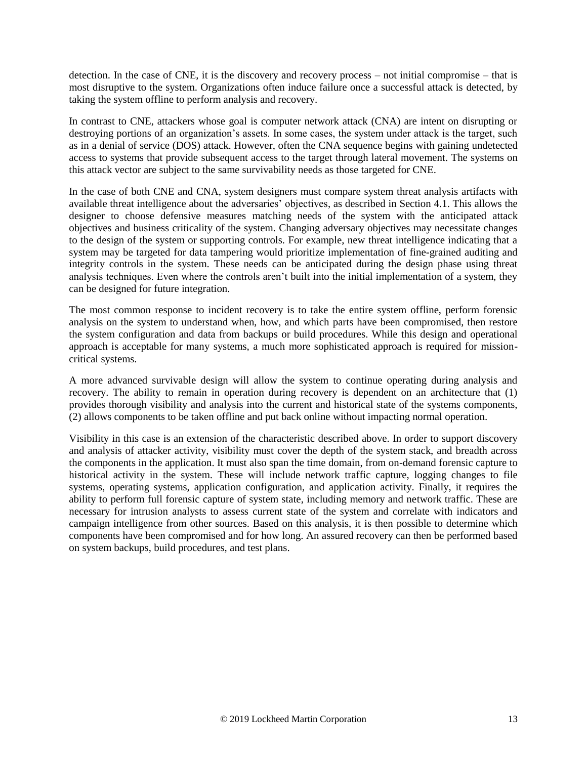detection. In the case of CNE, it is the discovery and recovery process – not initial compromise – that is most disruptive to the system. Organizations often induce failure once a successful attack is detected, by taking the system offline to perform analysis and recovery.

In contrast to CNE, attackers whose goal is computer network attack (CNA) are intent on disrupting or destroying portions of an organization's assets. In some cases, the system under attack is the target, such as in a denial of service (DOS) attack. However, often the CNA sequence begins with gaining undetected access to systems that provide subsequent access to the target through lateral movement. The systems on this attack vector are subject to the same survivability needs as those targeted for CNE.

In the case of both CNE and CNA, system designers must compare system threat analysis artifacts with available threat intelligence about the adversaries' objectives, as described in Section 4.1. This allows the designer to choose defensive measures matching needs of the system with the anticipated attack objectives and business criticality of the system. Changing adversary objectives may necessitate changes to the design of the system or supporting controls. For example, new threat intelligence indicating that a system may be targeted for data tampering would prioritize implementation of fine-grained auditing and integrity controls in the system. These needs can be anticipated during the design phase using threat analysis techniques. Even where the controls aren't built into the initial implementation of a system, they can be designed for future integration.

The most common response to incident recovery is to take the entire system offline, perform forensic analysis on the system to understand when, how, and which parts have been compromised, then restore the system configuration and data from backups or build procedures. While this design and operational approach is acceptable for many systems, a much more sophisticated approach is required for mission-critical systems.

A more advanced survivable design will allow the system to continue operating during analysis and recovery. The ability to remain in operation during recovery is dependent on an architecture that (1) provides thorough visibility and analysis into the current and historical state of the systems components, (2) allows components to be taken offline and put back online without impacting normal operation.

Visibility in this case is an extension of the characteristic described above. In order to support discovery and analysis of attacker activity, visibility must cover the depth of the system stack, and breadth across the components in the application. It must also span the time domain, from on-demand forensic capture to historical activity in the system. These will include network traffic capture, logging changes to file systems, operating systems, application configuration, and application activity. Finally, it requires the ability to perform full forensic capture of system state, including memory and network traffic. These are necessary for intrusion analysts to assess current state of the system and correlate with indicators and campaign intelligence from other sources. Based on this analysis, it is then possible to determine which components have been compromised and for how long. An assured recovery can then be performed based on system backups, build procedures, and test plans.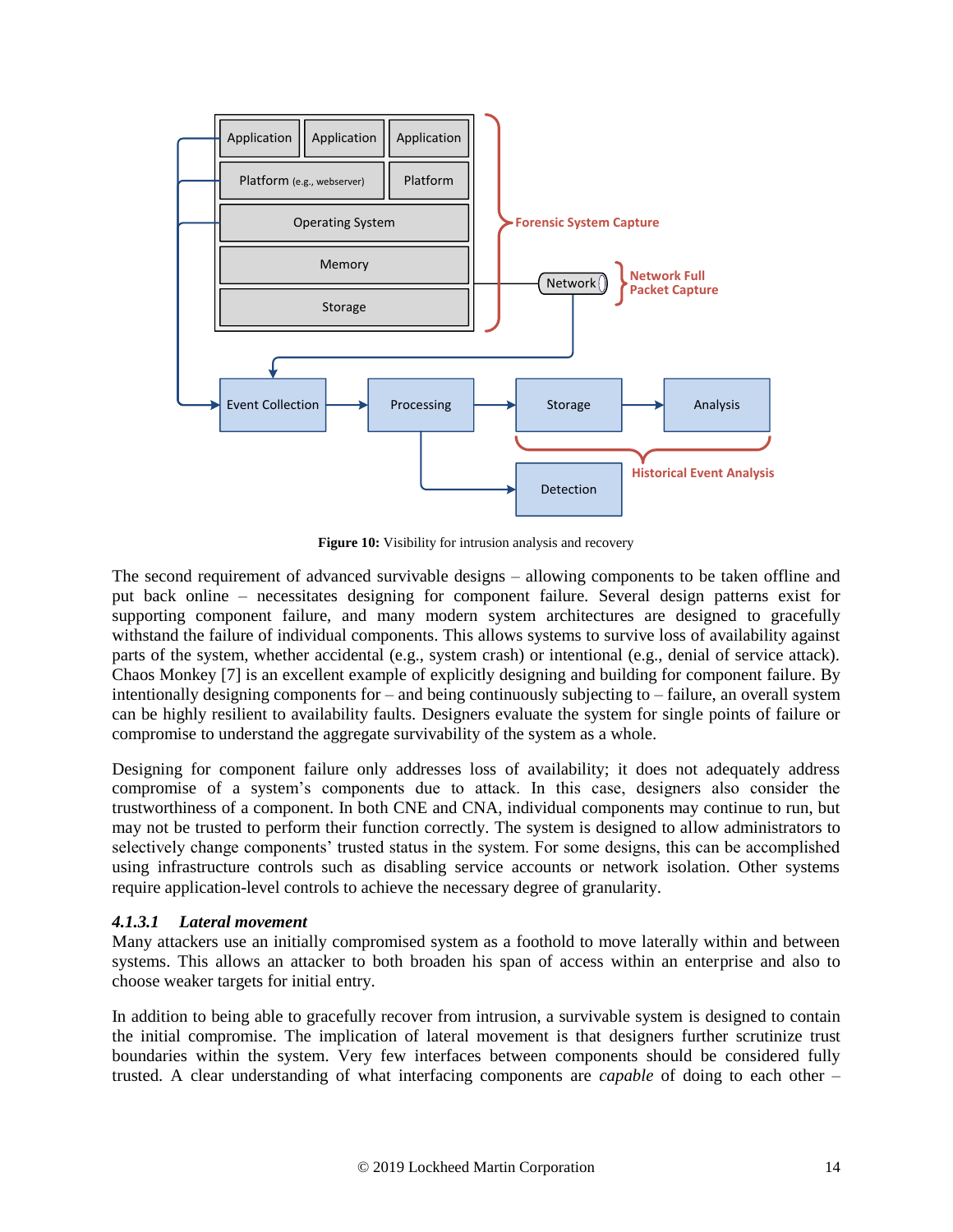**Figure 10:** Visibility for intrusion analysis and recovery

The second requirement of advanced survivable designs – allowing components to be taken offline and put back online – necessitates designing for component failure. Several design patterns exist for supporting component failure, and many modern system architectures are designed to gracefully withstand the failure of individual components. This allows systems to survive loss of availability against parts of the system, whether accidental (e.g., system crash) or intentional (e.g., denial of service attack). Chaos Monkey [7] is an excellent example of explicitly designing and building for component failure. By intentionally designing components for – and being continuously subjecting to – failure, an overall system can be highly resilient to availability faults. Designers evaluate the system for single points of failure or compromise to understand the aggregate survivability of the system as a whole.

Designing for component failure only addresses loss of availability; it does not adequately address compromise of a system's components due to attack. In this case, designers also consider the trustworthiness of a component. In both CNE and CNA, individual components may continue to run, but may not be trusted to perform their function correctly. The system is designed to allow administrators to selectively change components' trusted status in the system. For some designs, this can be accomplished using infrastructure controls such as disabling service accounts or network isolation. Other systems require application-level controls to achieve the necessary degree of granularity.

#### *4.1.3.1 Lateral movement*

Many attackers use an initially compromised system as a foothold to move laterally within and between systems. This allows an attacker to both broaden his span of access within an enterprise and also to choose weaker targets for initial entry.

In addition to being able to gracefully recover from intrusion, a survivable system is designed to contain the initial compromise. The implication of lateral movement is that designers further scrutinize trust boundaries within the system. Very few interfaces between components should be considered fully trusted. A clear understanding of what interfacing components are *capable* of doing to each other –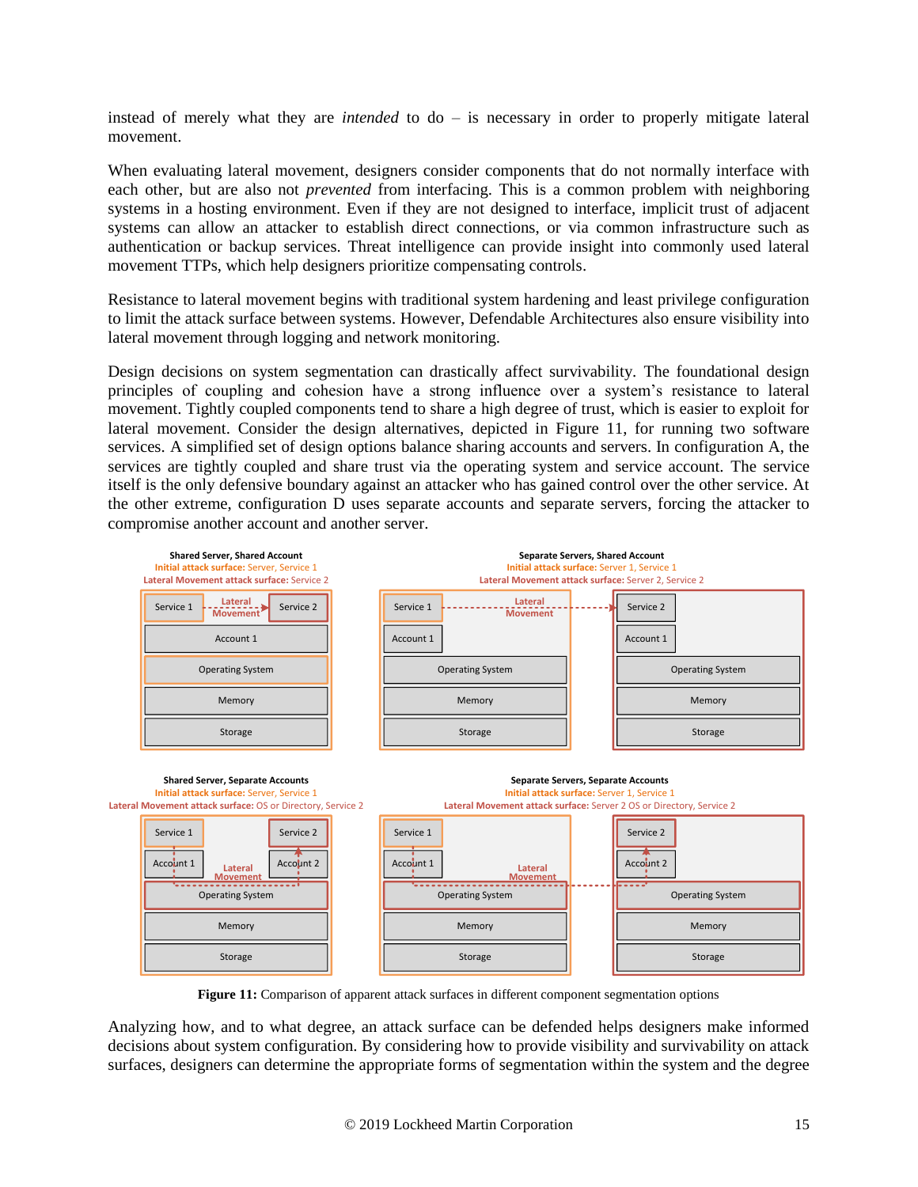instead of merely what they are *intended* to do – is necessary in order to properly mitigate lateral movement.

When evaluating lateral movement, designers consider components that do not normally interface with each other, but are also not *prevented* from interfacing. This is a common problem with neighboring systems in a hosting environment. Even if they are not designed to interface, implicit trust of adjacent systems can allow an attacker to establish direct connections, or via common infrastructure such as authentication or backup services. Threat intelligence can provide insight into commonly used lateral movement TTPs, which help designers prioritize compensating controls.

Resistance to lateral movement begins with traditional system hardening and least privilege configuration to limit the attack surface between systems. However, Defendable Architectures also ensure visibility into lateral movement through logging and network monitoring.

Design decisions on system segmentation can drastically affect survivability. The foundational design principles of coupling and cohesion have a strong influence over a system's resistance to lateral movement. Tightly coupled components tend to share a high degree of trust, which is easier to exploit for lateral movement. Consider the design alternatives, depicted in Figure 11, for running two software services. A simplified set of design options balance sharing accounts and servers. In configuration A, the services are tightly coupled and share trust via the operating system and service account. The service itself is the only defensive boundary against an attacker who has gained control over the other service. At the other extreme, configuration D uses separate accounts and separate servers, forcing the attacker to compromise another account and another server.

**Figure 11:** Comparison of apparent attack surfaces in different component segmentation options

Analyzing how, and to what degree, an attack surface can be defended helps designers make informed decisions about system configuration. By considering how to provide visibility and survivability on attack surfaces, designers can determine the appropriate forms of segmentation within the system and the degree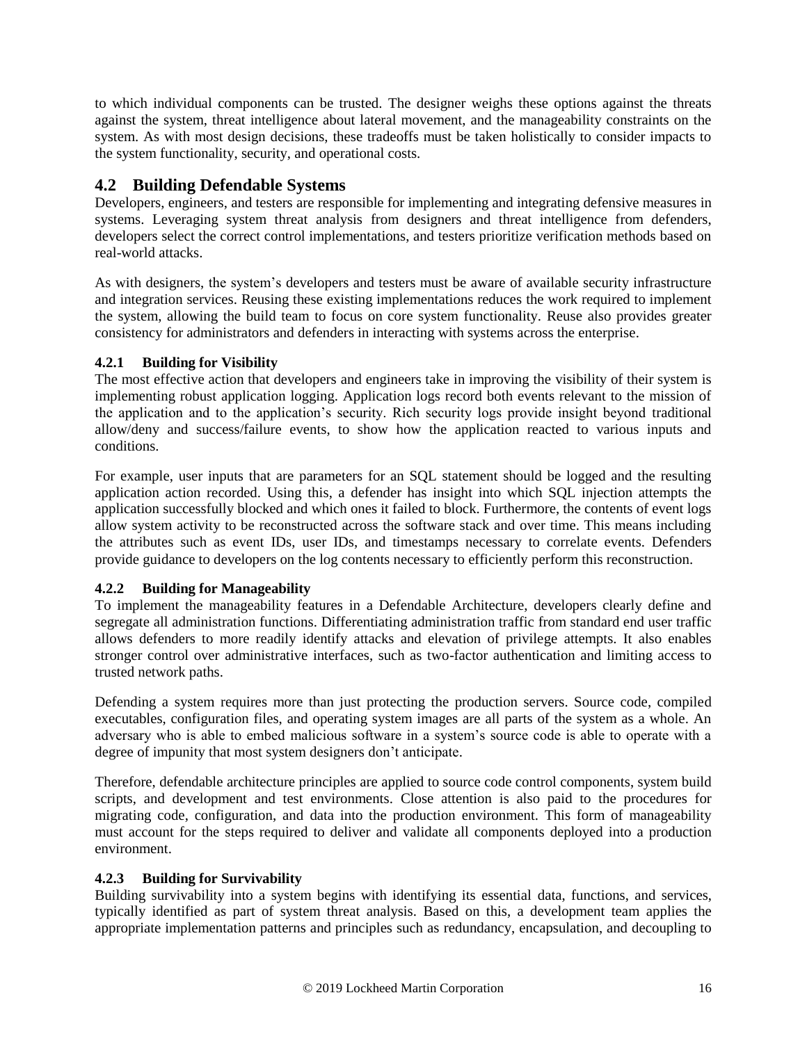to which individual components can be trusted. The designer weighs these options against the threats against the system, threat intelligence about lateral movement, and the manageability constraints on the system. As with most design decisions, these tradeoffs must be taken holistically to consider impacts to the system functionality, security, and operational costs.

## 4.2 Building Defendable Systems

Developers, engineers, and testers are responsible for implementing and integrating defensive measures in systems. Leveraging system threat analysis from designers and threat intelligence from defenders, developers select the correct control implementations, and testers prioritize verification methods based on real-world attacks.

As with designers, the system's developers and testers must be aware of available security infrastructure and integration services. Reusing these existing implementations reduces the work required to implement the system, allowing the build team to focus on core system functionality. Reuse also provides greater consistency for administrators and defenders in interacting with systems across the enterprise.

### 4.2.1 Building for Visibility

The most effective action that developers and engineers take in improving the visibility of their system is implementing robust application logging. Application logs record both events relevant to the mission of the application and to the application's security. Rich security logs provide insight beyond traditional allow/deny and success/failure events, to show how the application reacted to various inputs and conditions.

For example, user inputs that are parameters for an SQL statement should be logged and the resulting application action recorded. Using this, a defender has insight into which SQL injection attempts the application successfully blocked and which ones it failed to block. Furthermore, the contents of event logs allow system activity to be reconstructed across the software stack and over time. This means including the attributes such as event IDs, user IDs, and timestamps necessary to correlate events. Defenders provide guidance to developers on the log contents necessary to efficiently perform this reconstruction.

### 4.2.2 Building for Manageability

To implement the manageability features in a Defendable Architecture, developers clearly define and segregate all administration functions. Differentiating administration traffic from standard end user traffic allows defenders to more readily identify attacks and elevation of privilege attempts. It also enables stronger control over administrative interfaces, such as two-factor authentication and limiting access to trusted network paths.

Defending a system requires more than just protecting the production servers. Source code, compiled executables, configuration files, and operating system images are all parts of the system as a whole. An adversary who is able to embed malicious software in a system's source code is able to operate with a degree of impunity that most system designers don't anticipate.

Therefore, defendable architecture principles are applied to source code control components, system build scripts, and development and test environments. Close attention is also paid to the procedures for migrating code, configuration, and data into the production environment. This form of manageability must account for the steps required to deliver and validate all components deployed into a production environment.

### 4.2.3 Building for Survivability

Building survivability into a system begins with identifying its essential data, functions, and services, typically identified as part of system threat analysis. Based on this, a development team applies the appropriate implementation patterns and principles such as redundancy, encapsulation, and decoupling to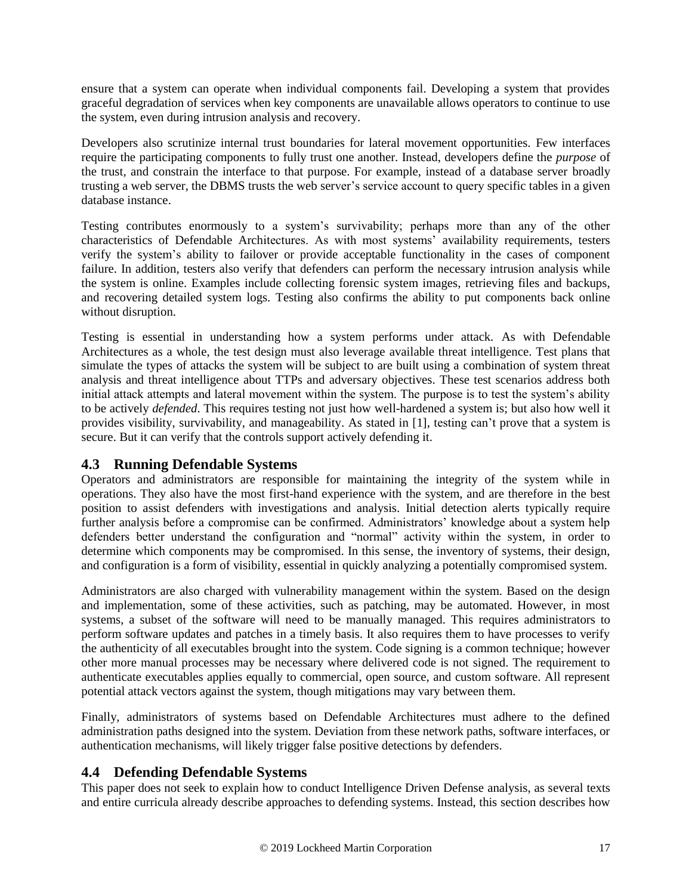ensure that a system can operate when individual components fail. Developing a system that provides graceful degradation of services when key components are unavailable allows operators to continue to use the system, even during intrusion analysis and recovery.

Developers also scrutinize internal trust boundaries for lateral movement opportunities. Few interfaces require the participating components to fully trust one another. Instead, developers define the *purpose* of the trust, and constrain the interface to that purpose. For example, instead of a database server broadly trusting a web server, the DBMS trusts the web server's service account to query specific tables in a given database instance.

Testing contributes enormously to a system's survivability; perhaps more than any of the other characteristics of Defendable Architectures. As with most systems' availability requirements, testers verify the system's ability to failover or provide acceptable functionality in the cases of component failure. In addition, testers also verify that defenders can perform the necessary intrusion analysis while the system is online. Examples include collecting forensic system images, retrieving files and backups, and recovering detailed system logs. Testing also confirms the ability to put components back online without disruption.

Testing is essential in understanding how a system performs under attack. As with Defendable Architectures as a whole, the test design must also leverage available threat intelligence. Test plans that simulate the types of attacks the system will be subject to are built using a combination of system threat analysis and threat intelligence about TTPs and adversary objectives. These test scenarios address both initial attack attempts and lateral movement within the system. The purpose is to test the system's ability to be actively *defended*. This requires testing not just how well-hardened a system is; but also how well it provides visibility, survivability, and manageability. As stated in [1], testing can't prove that a system is secure. But it can verify that the controls support actively defending it.

## 4.3 Running Defendable Systems

Operators and administrators are responsible for maintaining the integrity of the system while in operations. They also have the most first-hand experience with the system, and are therefore in the best position to assist defenders with investigations and analysis. Initial detection alerts typically require further analysis before a compromise can be confirmed. Administrators' knowledge about a system help defenders better understand the configuration and "normal" activity within the system, in order to determine which components may be compromised. In this sense, the inventory of systems, their design, and configuration is a form of visibility, essential in quickly analyzing a potentially compromised system.

Administrators are also charged with vulnerability management within the system. Based on the design and implementation, some of these activities, such as patching, may be automated. However, in most systems, a subset of the software will need to be manually managed. This requires administrators to perform software updates and patches in a timely basis. It also requires them to have processes to verify the authenticity of all executables brought into the system. Code signing is a common technique; however other more manual processes may be necessary where delivered code is not signed. The requirement to authenticate executables applies equally to commercial, open source, and custom software. All represent potential attack vectors against the system, though mitigations may vary between them.

Finally, administrators of systems based on Defendable Architectures must adhere to the defined administration paths designed into the system. Deviation from these network paths, software interfaces, or authentication mechanisms, will likely trigger false positive detections by defenders.

## 4.4 Defending Defendable Systems

This paper does not seek to explain how to conduct Intelligence Driven Defense analysis, as several texts and entire curricula already describe approaches to defending systems. Instead, this section describes how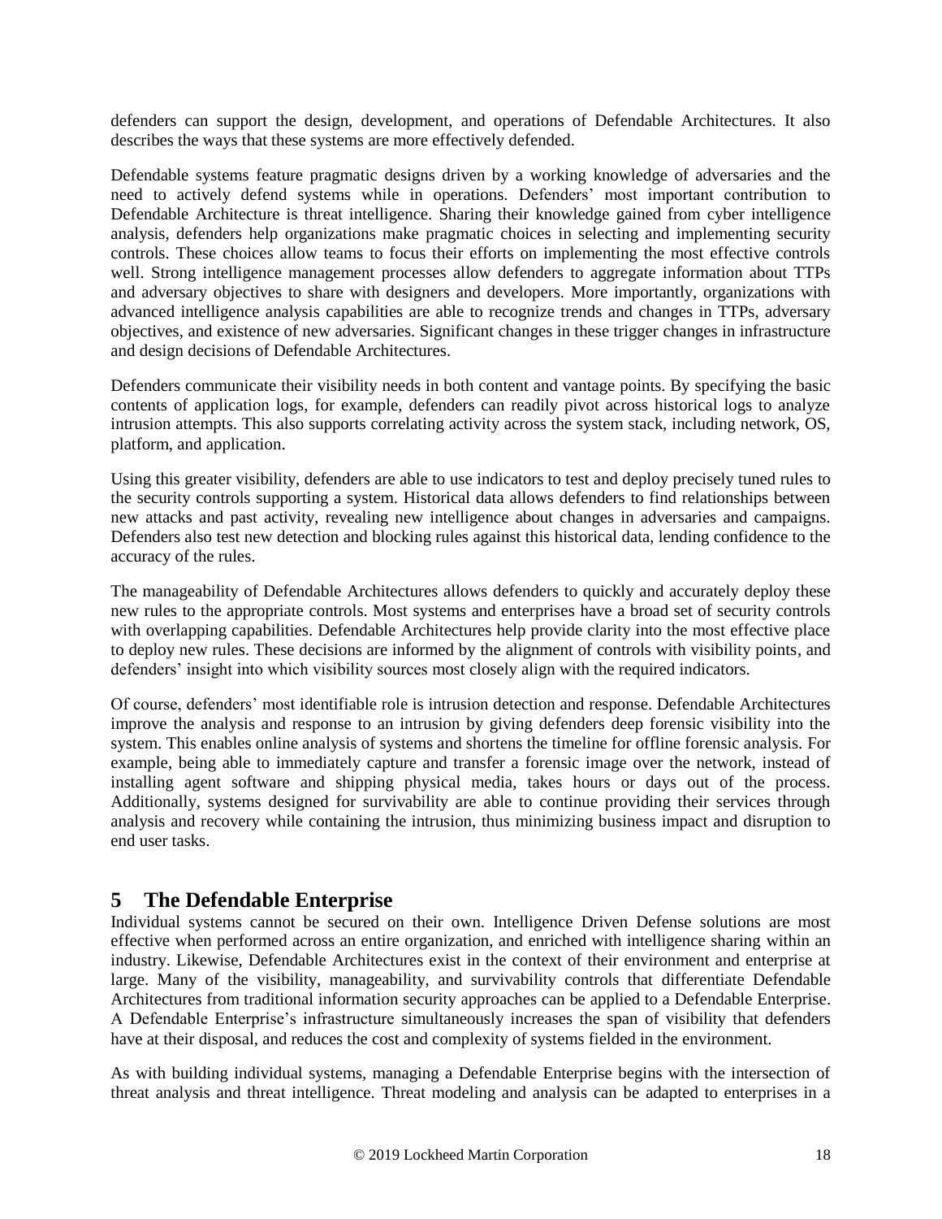defenders can support the design, development, and operations of Defendable Architectures. It also describes the ways that these systems are more effectively defended.

Defendable systems feature pragmatic designs driven by a working knowledge of adversaries and the need to actively defend systems while in operations. Defenders' most important contribution to Defendable Architecture is threat intelligence. Sharing their knowledge gained from cyber intelligence analysis, defenders help organizations make pragmatic choices in selecting and implementing security controls. These choices allow teams to focus their efforts on implementing the most effective controls well. Strong intelligence management processes allow defenders to aggregate information about TTPs and adversary objectives to share with designers and developers. More importantly, organizations with advanced intelligence analysis capabilities are able to recognize trends and changes in TTPs, adversary objectives, and existence of new adversaries. Significant changes in these trigger changes in infrastructure and design decisions of Defendable Architectures.

Defenders communicate their visibility needs in both content and vantage points. By specifying the basic contents of application logs, for example, defenders can readily pivot across historical logs to analyze intrusion attempts. This also supports correlating activity across the system stack, including network, OS, platform, and application.

Using this greater visibility, defenders are able to use indicators to test and deploy precisely tuned rules to the security controls supporting a system. Historical data allows defenders to find relationships between new attacks and past activity, revealing new intelligence about changes in adversaries and campaigns. Defenders also test new detection and blocking rules against this historical data, lending confidence to the accuracy of the rules.

The manageability of Defendable Architectures allows defenders to quickly and accurately deploy these new rules to the appropriate controls. Most systems and enterprises have a broad set of security controls with overlapping capabilities. Defendable Architectures help provide clarity into the most effective place to deploy new rules. These decisions are informed by the alignment of controls with visibility points, and defenders' insight into which visibility sources most closely align with the required indicators.

Of course, defenders' most identifiable role is intrusion detection and response. Defendable Architectures improve the analysis and response to an intrusion by giving defenders deep forensic visibility into the system. This enables online analysis of systems and shortens the timeline for offline forensic analysis. For example, being able to immediately capture and transfer a forensic image over the network, instead of installing agent software and shipping physical media, takes hours or days out of the process. Additionally, systems designed for survivability are able to continue providing their services through analysis and recovery while containing the intrusion, thus minimizing business impact and disruption to end user tasks.

# 5 The Defendable Enterprise

Individual systems cannot be secured on their own. Intelligence Driven Defense solutions are most effective when performed across an entire organization, and enriched with intelligence sharing within an industry. Likewise, Defendable Architectures exist in the context of their environment and enterprise at large. Many of the visibility, manageability, and survivability controls that differentiate Defendable Architectures from traditional information security approaches can be applied to a Defendable Enterprise. A Defendable Enterprise's infrastructure simultaneously increases the span of visibility that defenders have at their disposal, and reduces the cost and complexity of systems fielded in the environment.

As with building individual systems, managing a Defendable Enterprise begins with the intersection of threat analysis and threat intelligence. Threat modeling and analysis can be adapted to enterprises in a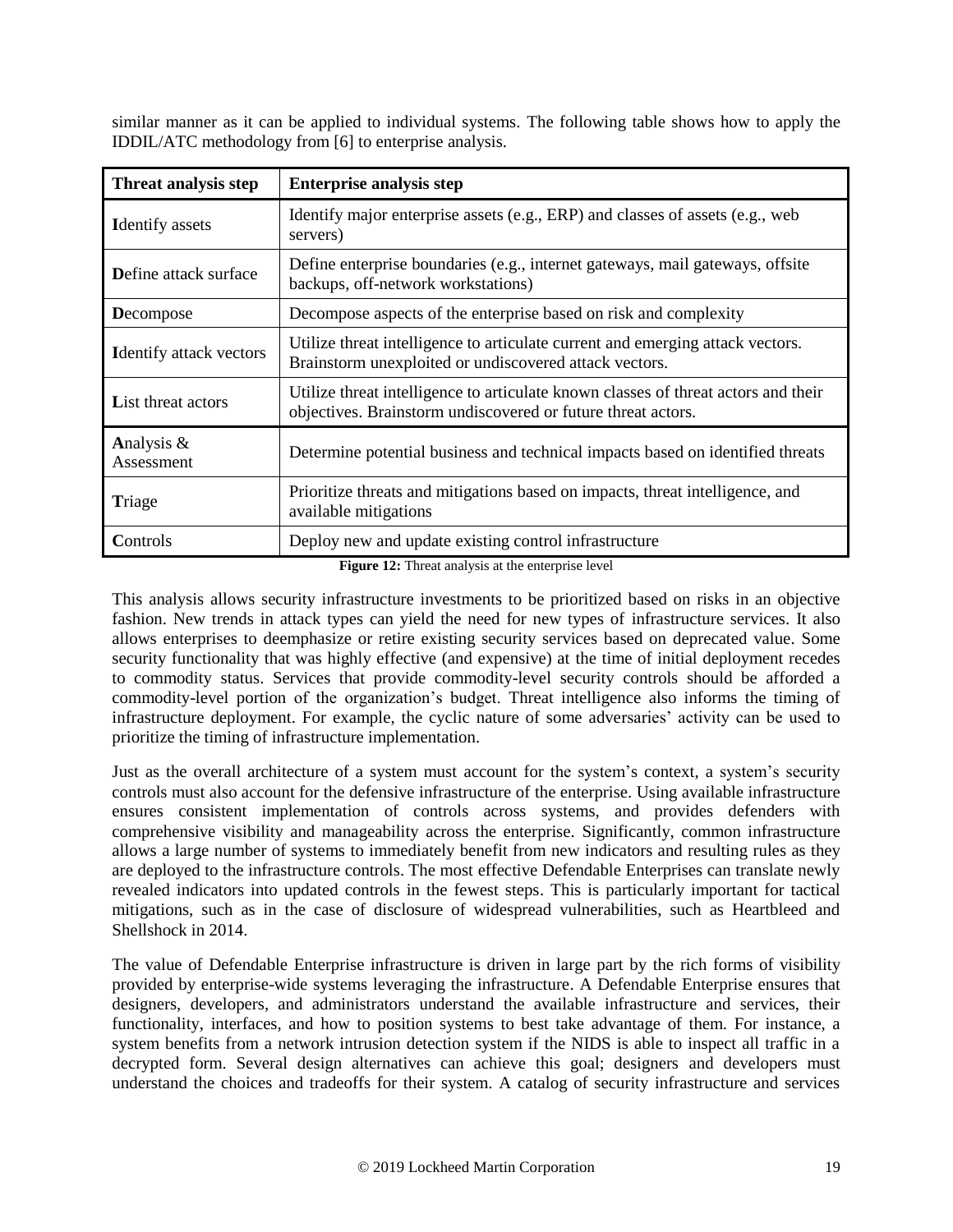similar manner as it can be applied to individual systems. The following table shows how to apply the IDDIL/ATC methodology from [6] to enterprise analysis.

| Threat analysis step | Enterprise analysis step |
|---|---|
| **I**dentify assets | Identify major enterprise assets (e.g., ERP) and classes of assets (e.g., web servers) |
| **D**efine attack surface | Define enterprise boundaries (e.g., internet gateways, mail gateways, offsite backups, off-network workstations) |
| **D**ecompose | Decompose aspects of the enterprise based on risk and complexity |
| **I**dentify attack vectors | Utilize threat intelligence to articulate current and emerging attack vectors. Brainstorm unexploited or undiscovered attack vectors. |
| **L**ist threat actors | Utilize threat intelligence to articulate known classes of threat actors and their objectives. Brainstorm undiscovered or future threat actors. |
| **A**nalysis & Assessment | Determine potential business and technical impacts based on identified threats |
| **T**riage | Prioritize threats and mitigations based on impacts, threat intelligence, and available mitigations |
| **C**ontrols | Deploy new and update existing control infrastructure |

**Figure 12:** Threat analysis at the enterprise level

This analysis allows security infrastructure investments to be prioritized based on risks in an objective fashion. New trends in attack types can yield the need for new types of infrastructure services. It also allows enterprises to deemphasize or retire existing security services based on deprecated value. Some security functionality that was highly effective (and expensive) at the time of initial deployment recedes to commodity status. Services that provide commodity-level security controls should be afforded a commodity-level portion of the organization's budget. Threat intelligence also informs the timing of infrastructure deployment. For example, the cyclic nature of some adversaries' activity can be used to prioritize the timing of infrastructure implementation.

Just as the overall architecture of a system must account for the system's context, a system's security controls must also account for the defensive infrastructure of the enterprise. Using available infrastructure ensures consistent implementation of controls across systems, and provides defenders with comprehensive visibility and manageability across the enterprise. Significantly, common infrastructure allows a large number of systems to immediately benefit from new indicators and resulting rules as they are deployed to the infrastructure controls. The most effective Defendable Enterprises can translate newly revealed indicators into updated controls in the fewest steps. This is particularly important for tactical mitigations, such as in the case of disclosure of widespread vulnerabilities, such as Heartbleed and Shellshock in 2014.

The value of Defendable Enterprise infrastructure is driven in large part by the rich forms of visibility provided by enterprise-wide systems leveraging the infrastructure. A Defendable Enterprise ensures that designers, developers, and administrators understand the available infrastructure and services, their functionality, interfaces, and how to position systems to best take advantage of them. For instance, a system benefits from a network intrusion detection system if the NIDS is able to inspect all traffic in a decrypted form. Several design alternatives can achieve this goal; designers and developers must understand the choices and tradeoffs for their system. A catalog of security infrastructure and services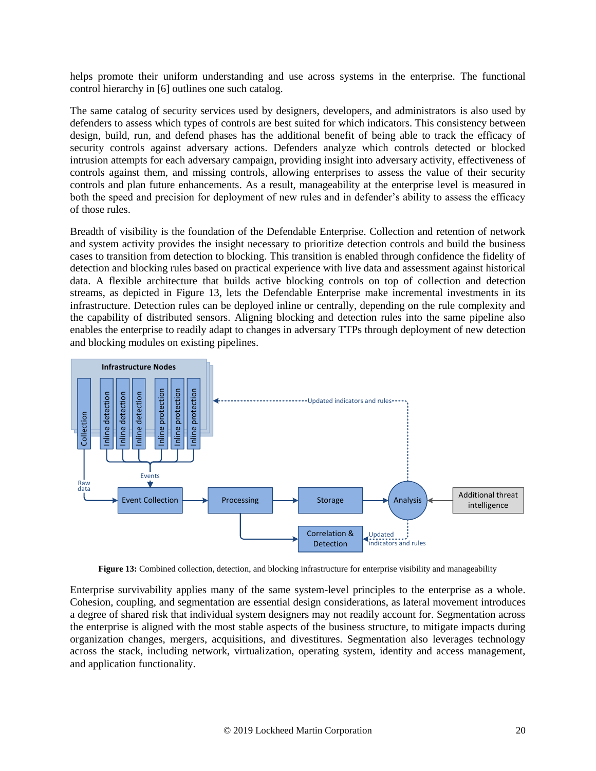helps promote their uniform understanding and use across systems in the enterprise. The functional control hierarchy in [6] outlines one such catalog.

The same catalog of security services used by designers, developers, and administrators is also used by defenders to assess which types of controls are best suited for which indicators. This consistency between design, build, run, and defend phases has the additional benefit of being able to track the efficacy of security controls against adversary actions. Defenders analyze which controls detected or blocked intrusion attempts for each adversary campaign, providing insight into adversary activity, effectiveness of controls against them, and missing controls, allowing enterprises to assess the value of their security controls and plan future enhancements. As a result, manageability at the enterprise level is measured in both the speed and precision for deployment of new rules and in defender's ability to assess the efficacy of those rules.

Breadth of visibility is the foundation of the Defendable Enterprise. Collection and retention of network and system activity provides the insight necessary to prioritize detection controls and build the business cases to transition from detection to blocking. This transition is enabled through confidence the fidelity of detection and blocking rules based on practical experience with live data and assessment against historical data. A flexible architecture that builds active blocking controls on top of collection and detection streams, as depicted in Figure 13, lets the Defendable Enterprise make incremental investments in its infrastructure. Detection rules can be deployed inline or centrally, depending on the rule complexity and the capability of distributed sensors. Aligning blocking and detection rules into the same pipeline also enables the enterprise to readily adapt to changes in adversary TTPs through deployment of new detection and blocking modules on existing pipelines.

**Figure 13:** Combined collection, detection, and blocking infrastructure for enterprise visibility and manageability

Enterprise survivability applies many of the same system-level principles to the enterprise as a whole. Cohesion, coupling, and segmentation are essential design considerations, as lateral movement introduces a degree of shared risk that individual system designers may not readily account for. Segmentation across the enterprise is aligned with the most stable aspects of the business structure, to mitigate impacts during organization changes, mergers, acquisitions, and divestitures. Segmentation also leverages technology across the stack, including network, virtualization, operating system, identity and access management, and application functionality.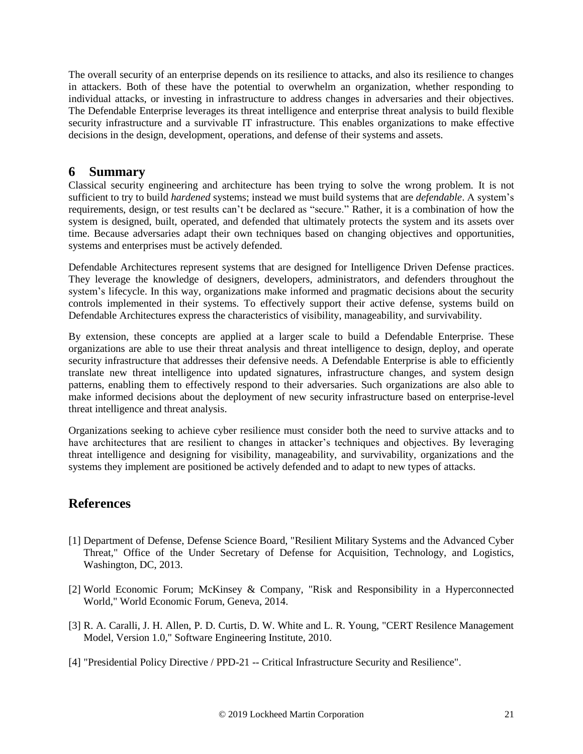The overall security of an enterprise depends on its resilience to attacks, and also its resilience to changes in attackers. Both of these have the potential to overwhelm an organization, whether responding to individual attacks, or investing in infrastructure to address changes in adversaries and their objectives. The Defendable Enterprise leverages its threat intelligence and enterprise threat analysis to build flexible security infrastructure and a survivable IT infrastructure. This enables organizations to make effective decisions in the design, development, operations, and defense of their systems and assets.

# 6 Summary

Classical security engineering and architecture has been trying to solve the wrong problem. It is not sufficient to try to build *hardened* systems; instead we must build systems that are *defendable*. A system's requirements, design, or test results can't be declared as "secure." Rather, it is a combination of how the system is designed, built, operated, and defended that ultimately protects the system and its assets over time. Because adversaries adapt their own techniques based on changing objectives and opportunities, systems and enterprises must be actively defended.

Defendable Architectures represent systems that are designed for Intelligence Driven Defense practices. They leverage the knowledge of designers, developers, administrators, and defenders throughout the system's lifecycle. In this way, organizations make informed and pragmatic decisions about the security controls implemented in their systems. To effectively support their active defense, systems build on Defendable Architectures express the characteristics of visibility, manageability, and survivability.

By extension, these concepts are applied at a larger scale to build a Defendable Enterprise. These organizations are able to use their threat analysis and threat intelligence to design, deploy, and operate security infrastructure that addresses their defensive needs. A Defendable Enterprise is able to efficiently translate new threat intelligence into updated signatures, infrastructure changes, and system design patterns, enabling them to effectively respond to their adversaries. Such organizations are also able to make informed decisions about the deployment of new security infrastructure based on enterprise-level threat intelligence and threat analysis.

Organizations seeking to achieve cyber resilience must consider both the need to survive attacks and to have architectures that are resilient to changes in attacker's techniques and objectives. By leveraging threat intelligence and designing for visibility, manageability, and survivability, organizations and the systems they implement are positioned be actively defended and to adapt to new types of attacks.

# References

[1] Department of Defense, Defense Science Board, "Resilient Military Systems and the Advanced Cyber Threat," Office of the Under Secretary of Defense for Acquisition, Technology, and Logistics, Washington, DC, 2013.

[2] World Economic Forum; McKinsey & Company, "Risk and Responsibility in a Hyperconnected World," World Economic Forum, Geneva, 2014.

[3] R. A. Caralli, J. H. Allen, P. D. Curtis, D. W. White and L. R. Young, "CERT Resilence Management Model, Version 1.0," Software Engineering Institute, 2010.

[4] "Presidential Policy Directive / PPD-21 -- Critical Infrastructure Security and Resilience".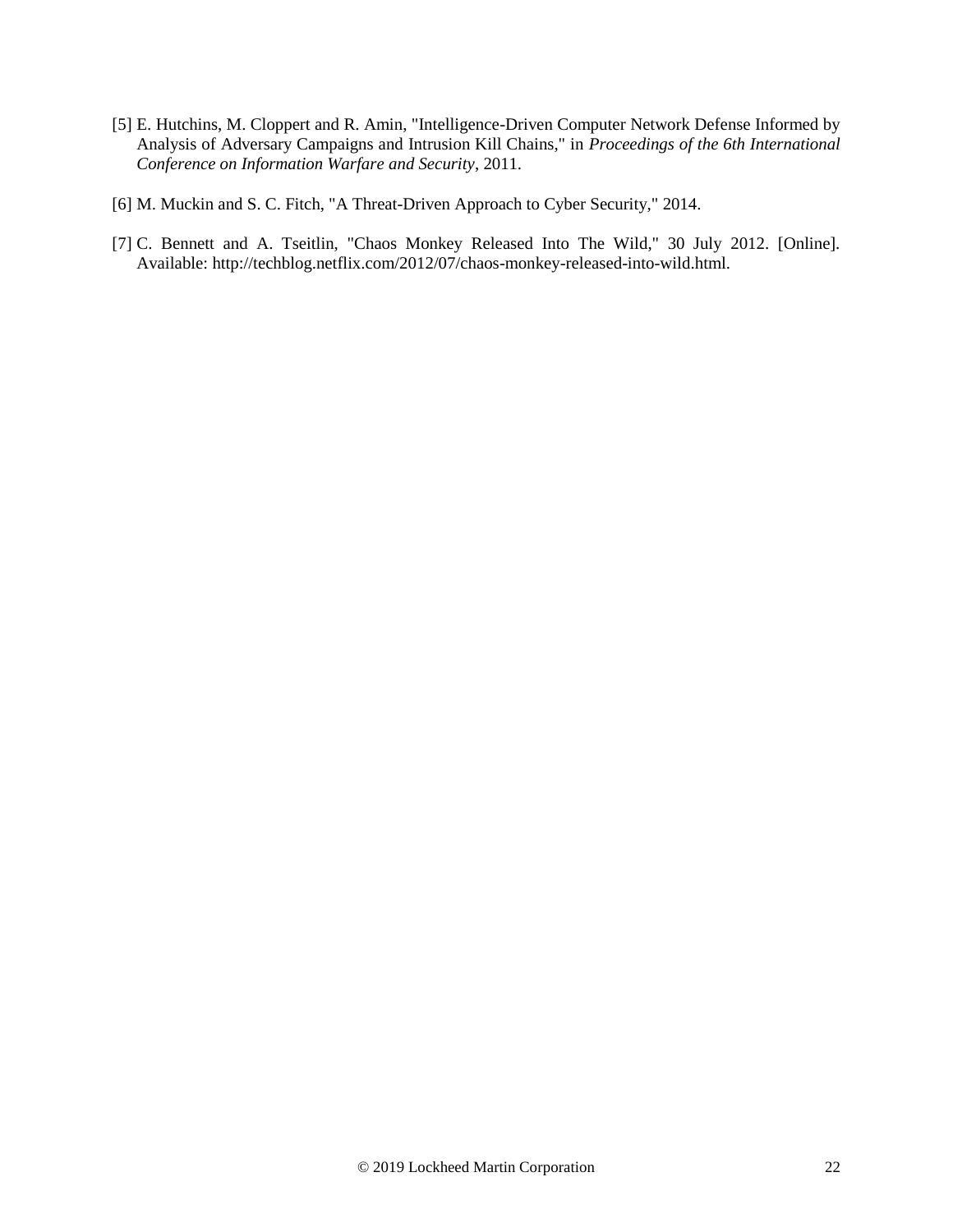[5] E. Hutchins, M. Cloppert and R. Amin, "Intelligence-Driven Computer Network Defense Informed by Analysis of Adversary Campaigns and Intrusion Kill Chains," in *Proceedings of the 6th International Conference on Information Warfare and Security*, 2011.

[6] M. Muckin and S. C. Fitch, "A Threat-Driven Approach to Cyber Security," 2014.

[7] C. Bennett and A. Tseitlin, "Chaos Monkey Released Into The Wild," 30 July 2012. [Online]. Available: http://techblog.netflix.com/2012/07/chaos-monkey-released-into-wild.html.